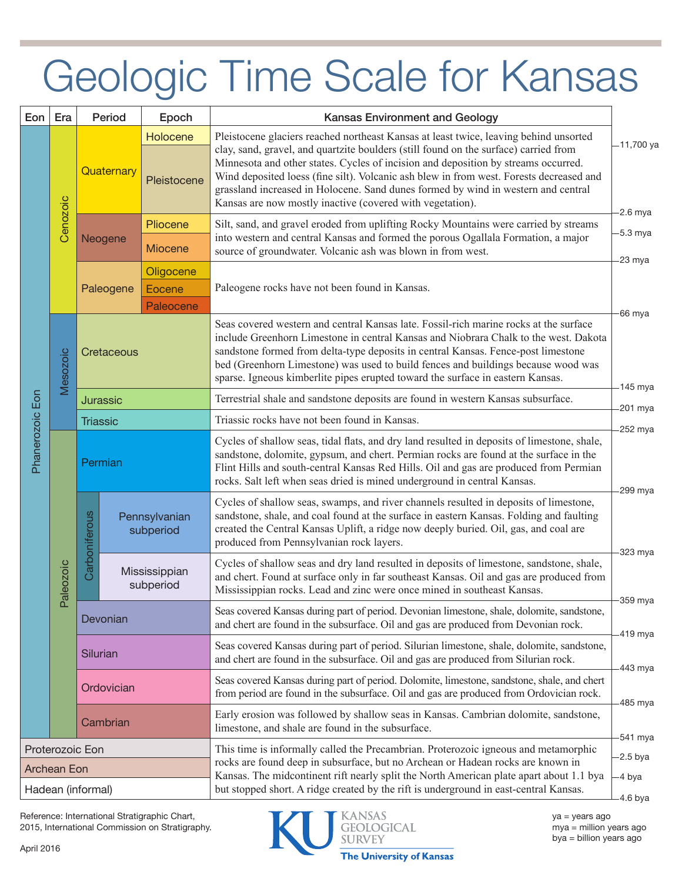# Geologic Time Scale for Kansas

| Eon | Era | Period | Epoch | Kansas Environment and Geology | Age |
|---|---|---|---|---|---|
| Phanerozoic Eon | Cenozoic | Quaternary | Holocene | Pleistocene glaciers reached northeast Kansas at least twice, leaving behind unsorted clay, sand, gravel, and quartzite boulders (still found on the surface) carried from Minnesota and other states. Cycles of incision and deposition by streams occurred. Wind deposited loess (fine silt). Volcanic ash blew in from west. Forests decreased and grassland increased in Holocene. Sand dunes formed by wind in western and central Kansas are now mostly inactive (covered with vegetation). | 11,700 ya |
| | | | Pleistocene | | 2.6 mya |
| | | Neogene | Pliocene | Silt, sand, and gravel eroded from uplifting Rocky Mountains were carried by streams into western and central Kansas and formed the porous Ogallala Formation, a major source of groundwater. Volcanic ash was blown in from west. | 5.3 mya |
| | | | Miocene | | 23 mya |
| | | Paleogene | Oligocene | Paleogene rocks have not been found in Kansas. | |
| | | | Eocene | | |
| | | | Paleocene | | 66 mya |
| | Mesozoic | Cretaceous | | Seas covered western and central Kansas late. Fossil-rich marine rocks at the surface include Greenhorn Limestone in central Kansas and Niobrara Chalk to the west. Dakota sandstone formed from delta-type deposits in central Kansas. Fence-post limestone bed (Greenhorn Limestone) was used to build fences and buildings because wood was sparse. Igneous kimberlite pipes erupted toward the surface in eastern Kansas. | 145 mya |
| | | Jurassic | | Terrestrial shale and sandstone deposits are found in western Kansas subsurface. | 201 mya |
| | | Triassic | | Triassic rocks have not been found in Kansas. | 252 mya |
| | Paleozoic | Permian | | Cycles of shallow seas, tidal flats, and dry land resulted in deposits of limestone, shale, sandstone, dolomite, gypsum, and chert. Permian rocks are found at the surface in the Flint Hills and south-central Kansas Red Hills. Oil and gas are produced from Permian rocks. Salt left when seas dried is mined underground in central Kansas. | 299 mya |
| | | Carboniferous | Pennsylvanian subperiod | Cycles of shallow seas, swamps, and river channels resulted in deposits of limestone, sandstone, shale, and coal found at the surface in eastern Kansas. Folding and faulting created the Central Kansas Uplift, a ridge now deeply buried. Oil, gas, and coal are produced from Pennsylvanian rock layers. | 323 mya |
| | | | Mississippian subperiod | Cycles of shallow seas and dry land resulted in deposits of limestone, sandstone, shale, and chert. Found at surface only in far southeast Kansas. Oil and gas are produced from Mississippian rocks. Lead and zinc were once mined in southeast Kansas. | 359 mya |
| | | Devonian | | Seas covered Kansas during part of period. Devonian limestone, shale, dolomite, sandstone, and chert are found in the subsurface. Oil and gas are produced from Devonian rock. | 419 mya |
| | | Silurian | | Seas covered Kansas during part of period. Silurian limestone, shale, dolomite, sandstone, and chert are found in the subsurface. Oil and gas are produced from Silurian rock. | 443 mya |
| | | Ordovician | | Seas covered Kansas during part of period. Dolomite, limestone, sandstone, shale, and chert from period are found in the subsurface. Oil and gas are produced from Ordovician rock. | 485 mya |
| | | Cambrian | | Early erosion was followed by shallow seas in Kansas. Cambrian dolomite, sandstone, limestone, and shale are found in the subsurface. | 541 mya |
| Proterozoic Eon | | | | This time is informally called the Precambrian. Proterozoic igneous and metamorphic rocks are found deep in subsurface, but no Archean or Hadean rocks are known in Kansas. The midcontinent rift nearly split the North American plate apart about 1.1 bya but stopped short. A ridge created by the rift is underground in east-central Kansas. | 2.5 bya |
| Archean Eon | | | | | 4 bya |
| Hadean (informal) | | | | | 4.6 bya |

Reference: International Stratigraphic Chart, 2015, International Commission on Stratigraphy.

April 2016

KU Kansas Geological Survey, The University of Kansas

ya = years ago
mya = million years ago
bya = billion years ago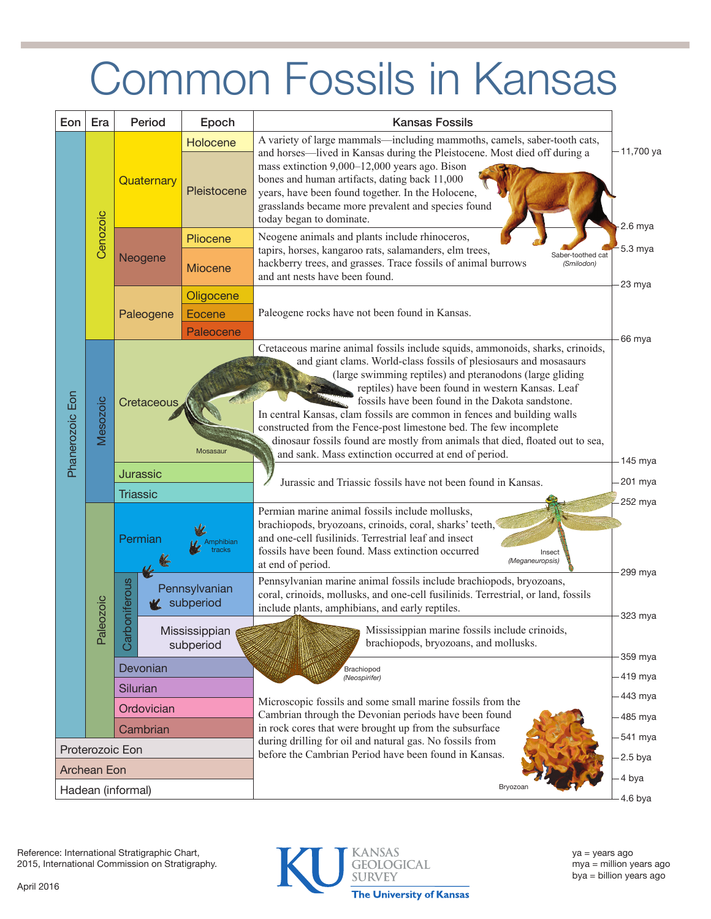# Common Fossils in Kansas

| Eon | Era | Period | Epoch | Kansas Fossils | |
|---|---|---|---|---|---|
| Phanerozoic Eon | Cenozoic | Quaternary | Holocene | A variety of large mammals—including mammoths, camels, saber-tooth cats, and horses—lived in Kansas during the Pleistocene. Most died off during a mass extinction 9,000–12,000 years ago. Bison bones and human artifacts, dating back 11,000 years, have been found together. In the Holocene, grasslands became more prevalent and species found today began to dominate. | 11,700 ya |
| | | | Pleistocene | | 2.6 mya |
| | | Neogene | Pliocene | Neogene animals and plants include rhinoceros, tapirs, horses, kangaroo rats, salamanders, elm trees, hackberry trees, and grasses. Trace fossils of animal burrows and ant nests have been found. | 5.3 mya |
| | | | Miocene | | 23 mya |
| | | Paleogene | Oligocene | Paleogene rocks have not been found in Kansas. | |
| | | | Eocene | | |
| | | | Paleocene | | 66 mya |
| | Mesozoic | Cretaceous | | Cretaceous marine animal fossils include squids, ammonoids, sharks, crinoids, and giant clams. World-class fossils of plesiosaurs and mosasaurs (large swimming reptiles) and pteranodons (large gliding reptiles) have been found in western Kansas. Leaf fossils have been found in the Dakota sandstone. In central Kansas, clam fossils are common in fences and building walls constructed from the Fence-post limestone bed. The few incomplete dinosaur fossils found are mostly from animals that died, floated out to sea, and sank. Mass extinction occurred at end of period. | 145 mya |
| | | Jurassic | | Jurassic and Triassic fossils have not been found in Kansas. | 201 mya |
| | | Triassic | | | 252 mya |
| | Paleozoic | Permian | | Permian marine animal fossils include mollusks, brachiopods, bryozoans, crinoids, coral, sharks' teeth, and one-cell fusilinids. Terrestrial leaf and insect fossils have been found. Mass extinction occurred at end of period. | 299 mya |
| | | Carboniferous | Pennsylvanian subperiod | Pennsylvanian marine animal fossils include brachiopods, bryozoans, coral, crinoids, mollusks, and one-cell fusilinids. Terrestrial, or land, fossils include plants, amphibians, and early reptiles. | 323 mya |
| | | | Mississippian subperiod | Mississippian marine fossils include crinoids, brachiopods, bryozoans, and mollusks. | 359 mya |
| | | Devonian | | Microscopic fossils and some small marine fossils from the Cambrian through the Devonian periods have been found in rock cores that were brought up from the subsurface during drilling for oil and natural gas. No fossils from before the Cambrian Period have been found in Kansas. | 419 mya |
| | | Silurian | | | 443 mya |
| | | Ordovician | | | 485 mya |
| | | Cambrian | | | 541 mya |
| Proterozoic Eon | | | | | 2.5 bya |
| Archean Eon | | | | | 4 bya |
| Hadean (informal) | | | | | 4.6 bya |

Saber-toothed cat *(Smilodon)*

Mosasaur

Amphibian tracks

Insect *(Meganeuropsis)*

Brachiopod *(Neospirifer)*

Bryozoan

Reference: International Stratigraphic Chart, 2015, International Commission on Stratigraphy.

April 2016

KU Kansas Geological Survey, The University of Kansas

ya = years ago
mya = million years ago
bya = billion years ago